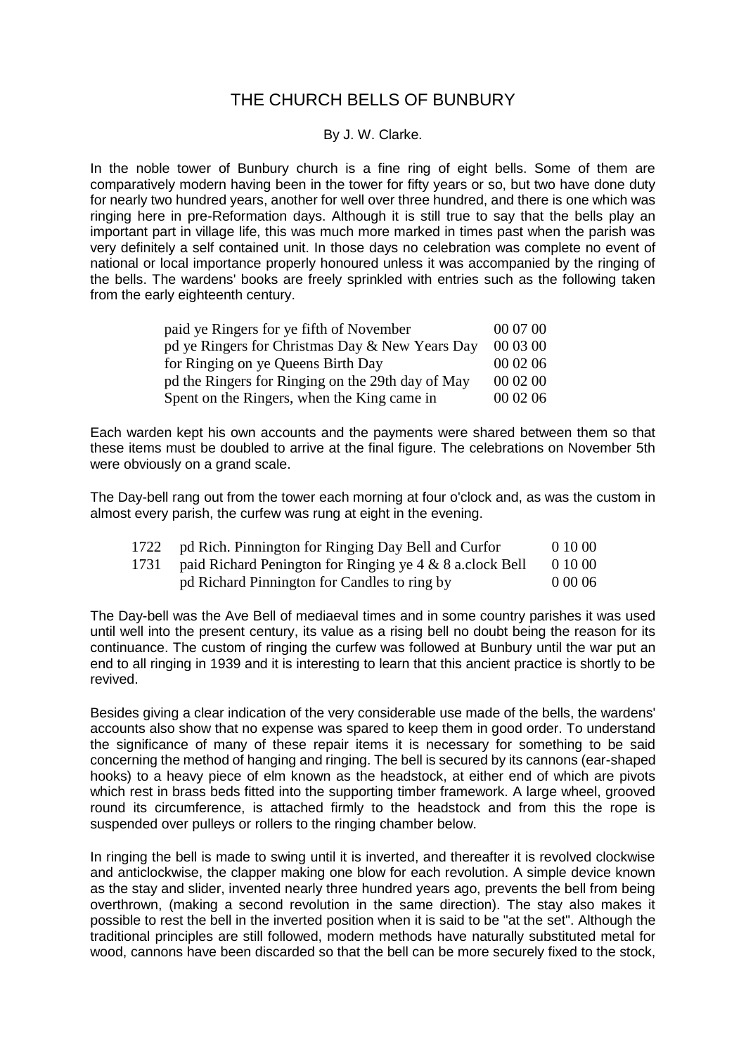# THE CHURCH BELLS OF BUNBURY

By J. W. Clarke.

In the noble tower of Bunbury church is a fine ring of eight bells. Some of them are comparatively modern having been in the tower for fifty years or so, but two have done duty for nearly two hundred years, another for well over three hundred, and there is one which was ringing here in pre-Reformation days. Although it is still true to say that the bells play an important part in village life, this was much more marked in times past when the parish was very definitely a self contained unit. In those days no celebration was complete no event of national or local importance properly honoured unless it was accompanied by the ringing of the bells. The wardens' books are freely sprinkled with entries such as the following taken from the early eighteenth century.

| | |
|---|---|
| paid ye Ringers for ye fifth of November | 00 07 00 |
| pd ye Ringers for Christmas Day & New Years Day | 00 03 00 |
| for Ringing on ye Queens Birth Day | 00 02 06 |
| pd the Ringers for Ringing on the 29th day of May | 00 02 00 |
| Spent on the Ringers, when the King came in | 00 02 06 |

Each warden kept his own accounts and the payments were shared between them so that these items must be doubled to arrive at the final figure. The celebrations on November 5th were obviously on a grand scale.

The Day-bell rang out from the tower each morning at four o'clock and, as was the custom in almost every parish, the curfew was rung at eight in the evening.

| | | |
|---|---|---|
| 1722 | pd Rich. Pinnington for Ringing Day Bell and Curfor | 0 10 00 |
| 1731 | paid Richard Penington for Ringing ye 4 & 8 a.clock Bell | 0 10 00 |
| | pd Richard Pinnington for Candles to ring by | 0 00 06 |

The Day-bell was the Ave Bell of mediaeval times and in some country parishes it was used until well into the present century, its value as a rising bell no doubt being the reason for its continuance. The custom of ringing the curfew was followed at Bunbury until the war put an end to all ringing in 1939 and it is interesting to learn that this ancient practice is shortly to be revived.

Besides giving a clear indication of the very considerable use made of the bells, the wardens' accounts also show that no expense was spared to keep them in good order. To understand the significance of many of these repair items it is necessary for something to be said concerning the method of hanging and ringing. The bell is secured by its cannons (ear-shaped hooks) to a heavy piece of elm known as the headstock, at either end of which are pivots which rest in brass beds fitted into the supporting timber framework. A large wheel, grooved round its circumference, is attached firmly to the headstock and from this the rope is suspended over pulleys or rollers to the ringing chamber below.

In ringing the bell is made to swing until it is inverted, and thereafter it is revolved clockwise and anticlockwise, the clapper making one blow for each revolution. A simple device known as the stay and slider, invented nearly three hundred years ago, prevents the bell from being overthrown, (making a second revolution in the same direction). The stay also makes it possible to rest the bell in the inverted position when it is said to be "at the set". Although the traditional principles are still followed, modern methods have naturally substituted metal for wood, cannons have been discarded so that the bell can be more securely fixed to the stock,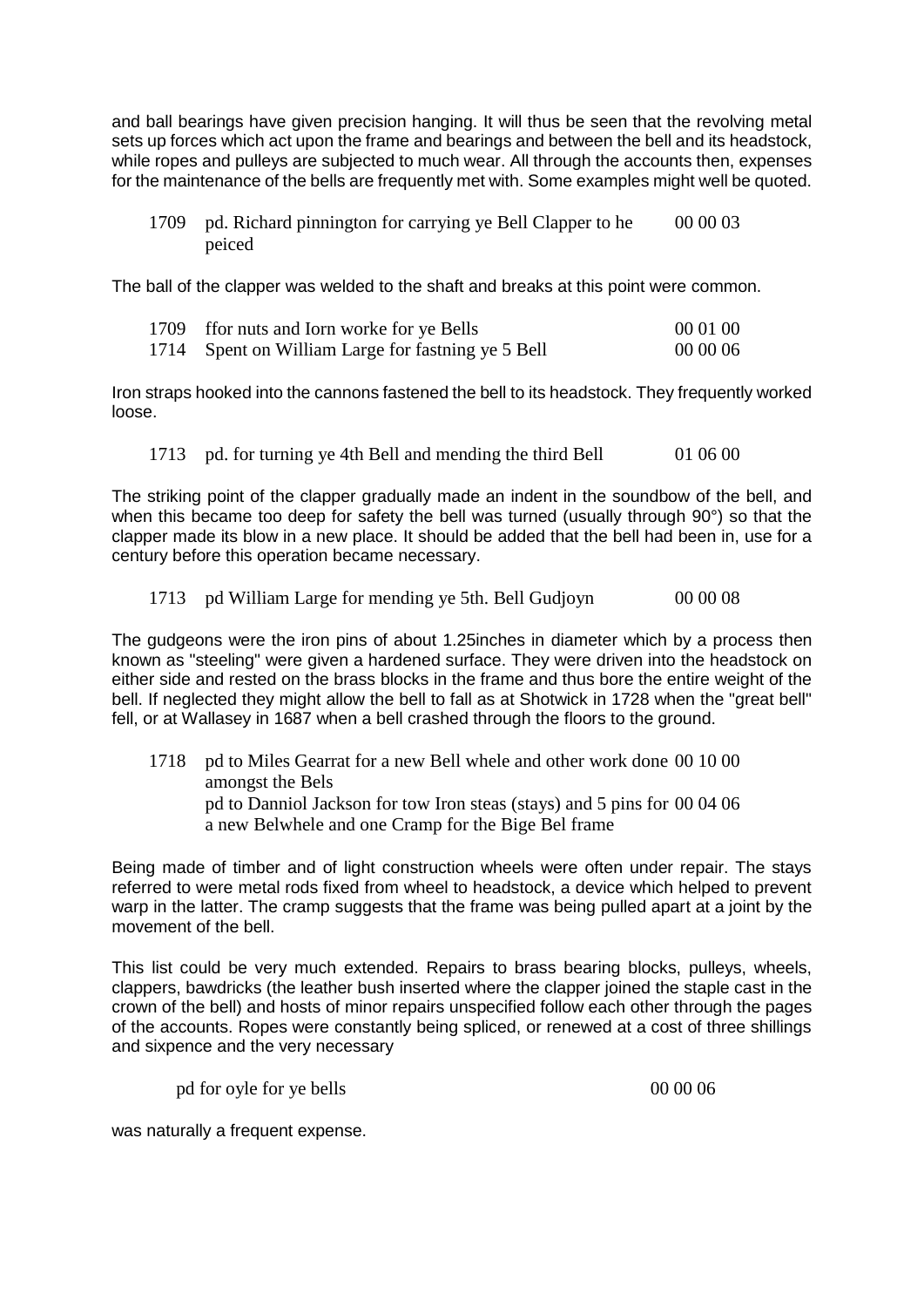and ball bearings have given precision hanging. It will thus be seen that the revolving metal sets up forces which act upon the frame and bearings and between the bell and its headstock, while ropes and pulleys are subjected to much wear. All through the accounts then, expenses for the maintenance of the bells are frequently met with. Some examples might well be quoted.

| | | |
|---|---|---|
| 1709 | pd. Richard pinnington for carrying ye Bell Clapper to he peiced | 00 00 03 |

The ball of the clapper was welded to the shaft and breaks at this point were common.

| | | |
|---|---|---|
| 1709 | ffor nuts and Iorn worke for ye Bells | 00 01 00 |
| 1714 | Spent on William Large for fastning ye 5 Bell | 00 00 06 |

Iron straps hooked into the cannons fastened the bell to its headstock. They frequently worked loose.

| | | |
|---|---|---|
| 1713 | pd. for turning ye 4th Bell and mending the third Bell | 01 06 00 |

The striking point of the clapper gradually made an indent in the soundbow of the bell, and when this became too deep for safety the bell was turned (usually through 90°) so that the clapper made its blow in a new place. It should be added that the bell had been in, use for a century before this operation became necessary.

| | | |
|---|---|---|
| 1713 | pd William Large for mending ye 5th. Bell Gudjoyn | 00 00 08 |

The gudgeons were the iron pins of about 1.25inches in diameter which by a process then known as "steeling" were given a hardened surface. They were driven into the headstock on either side and rested on the brass blocks in the frame and thus bore the entire weight of the bell. If neglected they might allow the bell to fall as at Shotwick in 1728 when the "great bell" fell, or at Wallasey in 1687 when a bell crashed through the floors to the ground.

| | | |
|---|---|---|
| 1718 | pd to Miles Gearrat for a new Bell whele and other work done amongst the Bels | 00 10 00 |
| | pd to Danniol Jackson for tow Iron steas (stays) and 5 pins for a new Belwhele and one Cramp for the Bige Bel frame | 00 04 06 |

Being made of timber and of light construction wheels were often under repair. The stays referred to were metal rods fixed from wheel to headstock, a device which helped to prevent warp in the latter. The cramp suggests that the frame was being pulled apart at a joint by the movement of the bell.

This list could be very much extended. Repairs to brass bearing blocks, pulleys, wheels, clappers, bawdricks (the leather bush inserted where the clapper joined the staple cast in the crown of the bell) and hosts of minor repairs unspecified follow each other through the pages of the accounts. Ropes were constantly being spliced, or renewed at a cost of three shillings and sixpence and the very necessary

| | |
|---|---|
| pd for oyle for ye bells | 00 00 06 |

was naturally a frequent expense.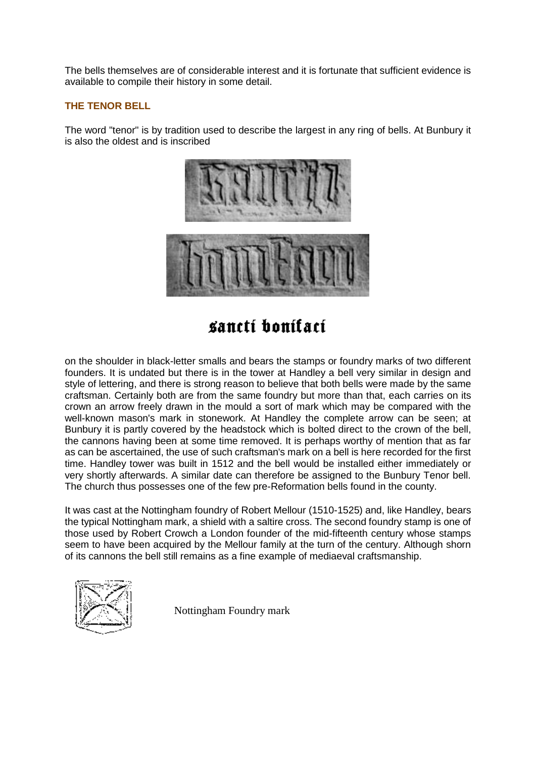The bells themselves are of considerable interest and it is fortunate that sufficient evidence is available to compile their history in some detail.

### THE TENOR BELL

The word "tenor" is by tradition used to describe the largest in any ring of bells. At Bunbury it is also the oldest and is inscribed

sancti bonifaci

on the shoulder in black-letter smalls and bears the stamps or foundry marks of two different founders. It is undated but there is in the tower at Handley a bell very similar in design and style of lettering, and there is strong reason to believe that both bells were made by the same craftsman. Certainly both are from the same foundry but more than that, each carries on its crown an arrow freely drawn in the mould a sort of mark which may be compared with the well-known mason's mark in stonework. At Handley the complete arrow can be seen; at Bunbury it is partly covered by the headstock which is bolted direct to the crown of the bell, the cannons having been at some time removed. It is perhaps worthy of mention that as far as can be ascertained, the use of such craftsman's mark on a bell is here recorded for the first time. Handley tower was built in 1512 and the bell would be installed either immediately or very shortly afterwards. A similar date can therefore be assigned to the Bunbury Tenor bell. The church thus possesses one of the few pre-Reformation bells found in the county.

It was cast at the Nottingham foundry of Robert Mellour (1510-1525) and, like Handley, bears the typical Nottingham mark, a shield with a saltire cross. The second foundry stamp is one of those used by Robert Crowch a London founder of the mid-fifteenth century whose stamps seem to have been acquired by the Mellour family at the turn of the century. Although shorn of its cannons the bell still remains as a fine example of mediaeval craftsmanship.

Nottingham Foundry mark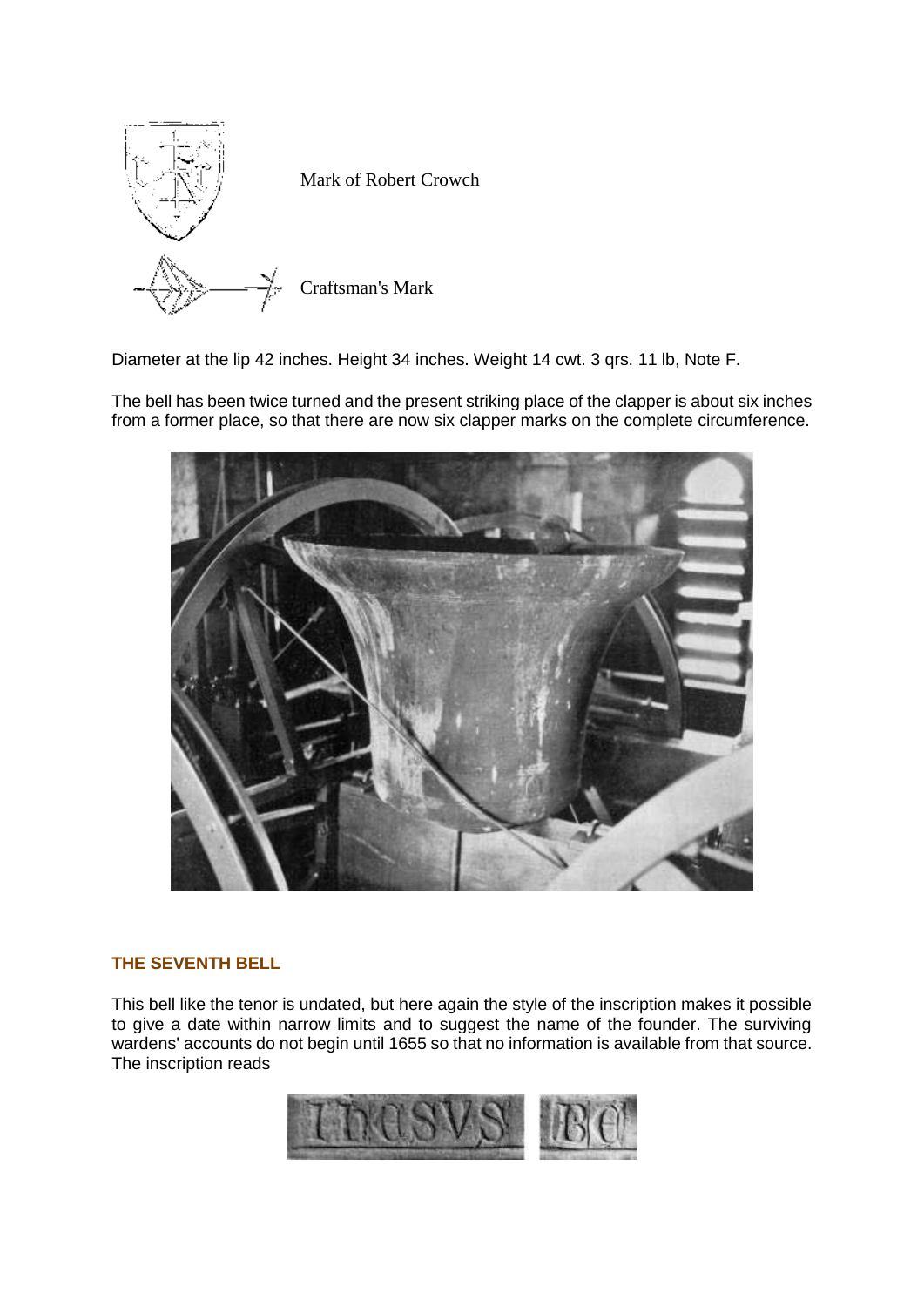Mark of Robert Crowch

Craftsman's Mark

Diameter at the lip 42 inches. Height 34 inches. Weight 14 cwt. 3 qrs. 11 lb, Note F.

The bell has been twice turned and the present striking place of the clapper is about six inches from a former place, so that there are now six clapper marks on the complete circumference.

## THE SEVENTH BELL

This bell like the tenor is undated, but here again the style of the inscription makes it possible to give a date within narrow limits and to suggest the name of the founder. The surviving wardens' accounts do not begin until 1655 so that no information is available from that source. The inscription reads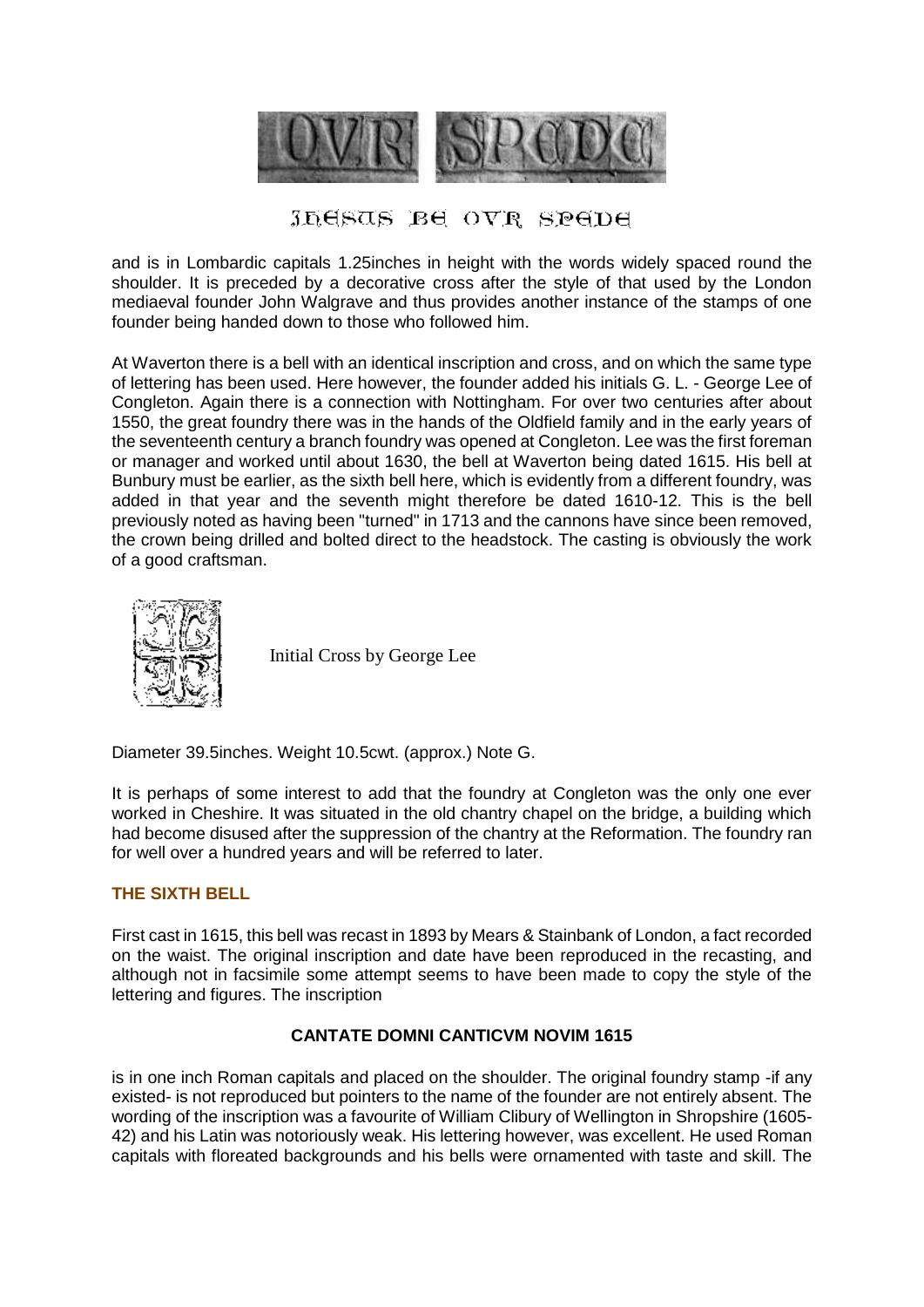IHESUS BE OVR SPEDE

and is in Lombardic capitals 1.25inches in height with the words widely spaced round the shoulder. It is preceded by a decorative cross after the style of that used by the London mediaeval founder John Walgrave and thus provides another instance of the stamps of one founder being handed down to those who followed him.

At Waverton there is a bell with an identical inscription and cross, and on which the same type of lettering has been used. Here however, the founder added his initials G. L. - George Lee of Congleton. Again there is a connection with Nottingham. For over two centuries after about 1550, the great foundry there was in the hands of the Oldfield family and in the early years of the seventeenth century a branch foundry was opened at Congleton. Lee was the first foreman or manager and worked until about 1630, the bell at Waverton being dated 1615. His bell at Bunbury must be earlier, as the sixth bell here, which is evidently from a different foundry, was added in that year and the seventh might therefore be dated 1610-12. This is the bell previously noted as having been "turned" in 1713 and the cannons have since been removed, the crown being drilled and bolted direct to the headstock. The casting is obviously the work of a good craftsman.

Initial Cross by George Lee

Diameter 39.5inches. Weight 10.5cwt. (approx.) Note G.

It is perhaps of some interest to add that the foundry at Congleton was the only one ever worked in Cheshire. It was situated in the old chantry chapel on the bridge, a building which had become disused after the suppression of the chantry at the Reformation. The foundry ran for well over a hundred years and will be referred to later.

### THE SIXTH BELL

First cast in 1615, this bell was recast in 1893 by Mears & Stainbank of London, a fact recorded on the waist. The original inscription and date have been reproduced in the recasting, and although not in facsimile some attempt seems to have been made to copy the style of the lettering and figures. The inscription

**CANTATE DOMNI CANTICVM NOVIM 1615**

is in one inch Roman capitals and placed on the shoulder. The original foundry stamp -if any existed- is not reproduced but pointers to the name of the founder are not entirely absent. The wording of the inscription was a favourite of William Clibury of Wellington in Shropshire (1605-42) and his Latin was notoriously weak. His lettering however, was excellent. He used Roman capitals with floreated backgrounds and his bells were ornamented with taste and skill. The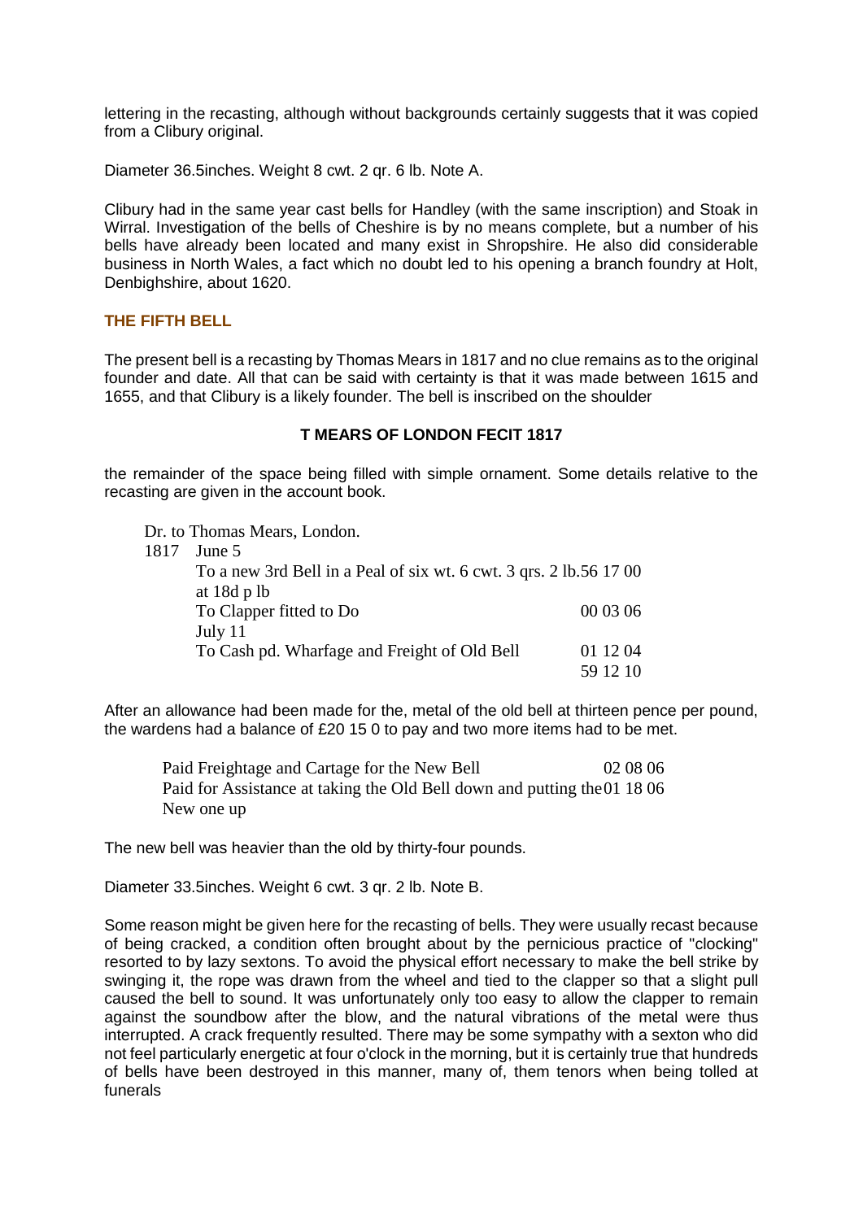lettering in the recasting, although without backgrounds certainly suggests that it was copied from a Clibury original.

Diameter 36.5inches. Weight 8 cwt. 2 qr. 6 lb. Note A.

Clibury had in the same year cast bells for Handley (with the same inscription) and Stoak in Wirral. Investigation of the bells of Cheshire is by no means complete, but a number of his bells have already been located and many exist in Shropshire. He also did considerable business in North Wales, a fact which no doubt led to his opening a branch foundry at Holt, Denbighshire, about 1620.

### THE FIFTH BELL

The present bell is a recasting by Thomas Mears in 1817 and no clue remains as to the original founder and date. All that can be said with certainty is that it was made between 1615 and 1655, and that Clibury is a likely founder. The bell is inscribed on the shoulder

**T MEARS OF LONDON FECIT 1817**

the remainder of the space being filled with simple ornament. Some details relative to the recasting are given in the account book.

Dr. to Thomas Mears, London.

| | | |
|---|---|---|
| 1817 | June 5 | |
| | To a new 3rd Bell in a Peal of six wt. 6 cwt. 3 qrs. 2 lb. at 18d p lb | 56 17 00 |
| | To Clapper fitted to Do | 00 03 06 |
| | July 11 | |
| | To Cash pd. Wharfage and Freight of Old Bell | 01 12 04 |
| | | 59 12 10 |

After an allowance had been made for the, metal of the old bell at thirteen pence per pound, the wardens had a balance of £20 15 0 to pay and two more items had to be met.

| | |
|---|---|
| Paid Freightage and Cartage for the New Bell | 02 08 06 |
| Paid for Assistance at taking the Old Bell down and putting the New one up | 01 18 06 |

The new bell was heavier than the old by thirty-four pounds.

Diameter 33.5inches. Weight 6 cwt. 3 qr. 2 lb. Note B.

Some reason might be given here for the recasting of bells. They were usually recast because of being cracked, a condition often brought about by the pernicious practice of "clocking" resorted to by lazy sextons. To avoid the physical effort necessary to make the bell strike by swinging it, the rope was drawn from the wheel and tied to the clapper so that a slight pull caused the bell to sound. It was unfortunately only too easy to allow the clapper to remain against the soundbow after the blow, and the natural vibrations of the metal were thus interrupted. A crack frequently resulted. There may be some sympathy with a sexton who did not feel particularly energetic at four o'clock in the morning, but it is certainly true that hundreds of bells have been destroyed in this manner, many of, them tenors when being tolled at funerals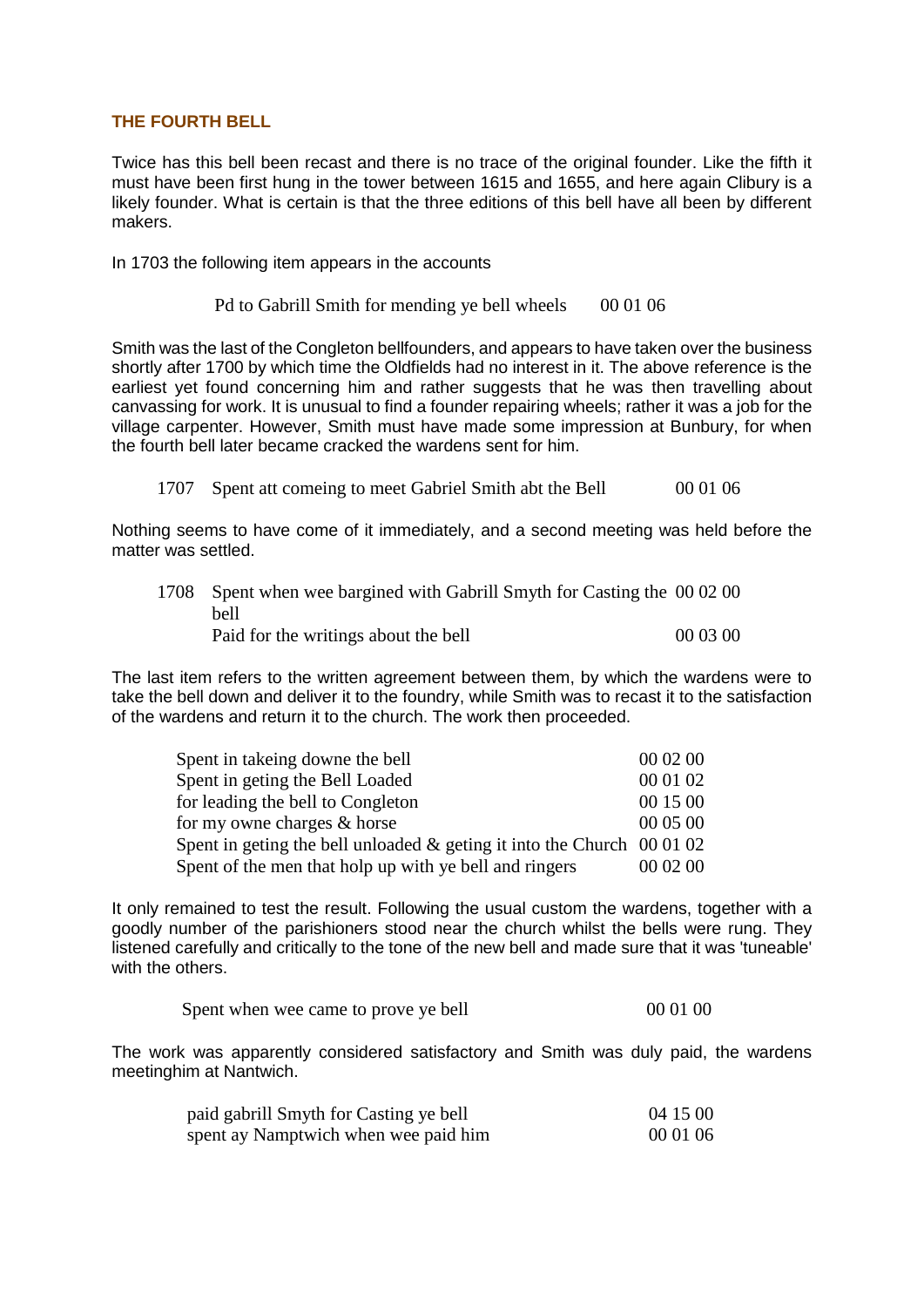### THE FOURTH BELL

Twice has this bell been recast and there is no trace of the original founder. Like the fifth it must have been first hung in the tower between 1615 and 1655, and here again Clibury is a likely founder. What is certain is that the three editions of this bell have all been by different makers.

In 1703 the following item appears in the accounts

| | |
|---|---|
| Pd to Gabrill Smith for mending ye bell wheels | 00 01 06 |

Smith was the last of the Congleton bellfounders, and appears to have taken over the business shortly after 1700 by which time the Oldfields had no interest in it. The above reference is the earliest yet found concerning him and rather suggests that he was then travelling about canvassing for work. It is unusual to find a founder repairing wheels; rather it was a job for the village carpenter. However, Smith must have made some impression at Bunbury, for when the fourth bell later became cracked the wardens sent for him.

| | | |
|---|---|---|
| 1707 | Spent att comeing to meet Gabriel Smith abt the Bell | 00 01 06 |

Nothing seems to have come of it immediately, and a second meeting was held before the matter was settled.

| | | |
|---|---|---|
| 1708 | Spent when wee bargined with Gabrill Smyth for Casting the bell | 00 02 00 |
| | Paid for the writings about the bell | 00 03 00 |

The last item refers to the written agreement between them, by which the wardens were to take the bell down and deliver it to the foundry, while Smith was to recast it to the satisfaction of the wardens and return it to the church. The work then proceeded.

| | |
|---|---|
| Spent in takeing downe the bell | 00 02 00 |
| Spent in geting the Bell Loaded | 00 01 02 |
| for leading the bell to Congleton | 00 15 00 |
| for my owne charges & horse | 00 05 00 |
| Spent in geting the bell unloaded & geting it into the Church | 00 01 02 |
| Spent of the men that holp up with ye bell and ringers | 00 02 00 |

It only remained to test the result. Following the usual custom the wardens, together with a goodly number of the parishioners stood near the church whilst the bells were rung. They listened carefully and critically to the tone of the new bell and made sure that it was 'tuneable' with the others.

| | |
|---|---|
| Spent when wee came to prove ye bell | 00 01 00 |

The work was apparently considered satisfactory and Smith was duly paid, the wardens meetinghim at Nantwich.

| | |
|---|---|
| paid gabrill Smyth for Casting ye bell | 04 15 00 |
| spent ay Namptwich when wee paid him | 00 01 06 |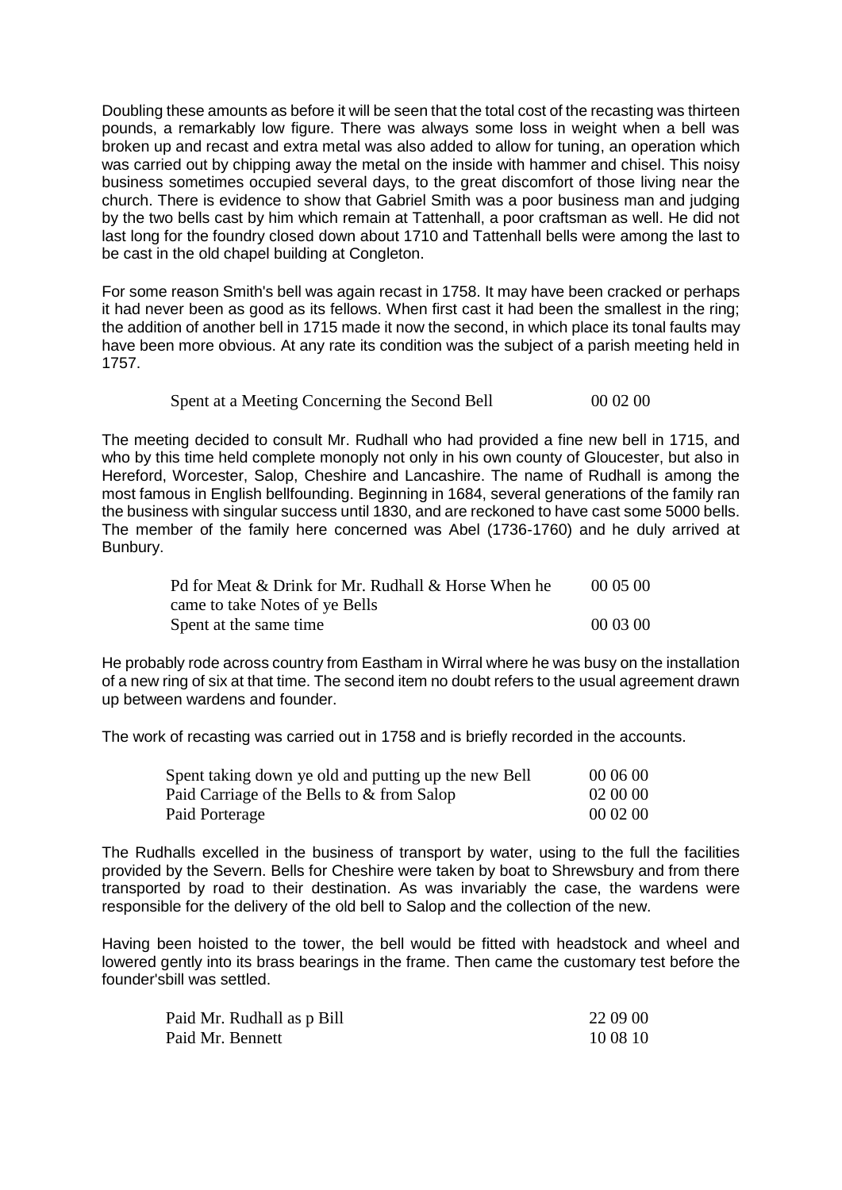Doubling these amounts as before it will be seen that the total cost of the recasting was thirteen pounds, a remarkably low figure. There was always some loss in weight when a bell was broken up and recast and extra metal was also added to allow for tuning, an operation which was carried out by chipping away the metal on the inside with hammer and chisel. This noisy business sometimes occupied several days, to the great discomfort of those living near the church. There is evidence to show that Gabriel Smith was a poor business man and judging by the two bells cast by him which remain at Tattenhall, a poor craftsman as well. He did not last long for the foundry closed down about 1710 and Tattenhall bells were among the last to be cast in the old chapel building at Congleton.

For some reason Smith's bell was again recast in 1758. It may have been cracked or perhaps it had never been as good as its fellows. When first cast it had been the smallest in the ring; the addition of another bell in 1715 made it now the second, in which place its tonal faults may have been more obvious. At any rate its condition was the subject of a parish meeting held in 1757.

| | |
|---|---|
| Spent at a Meeting Concerning the Second Bell | 00 02 00 |

The meeting decided to consult Mr. Rudhall who had provided a fine new bell in 1715, and who by this time held complete monoply not only in his own county of Gloucester, but also in Hereford, Worcester, Salop, Cheshire and Lancashire. The name of Rudhall is among the most famous in English bellfounding. Beginning in 1684, several generations of the family ran the business with singular success until 1830, and are reckoned to have cast some 5000 bells. The member of the family here concerned was Abel (1736-1760) and he duly arrived at Bunbury.

| | |
|---|---|
| Pd for Meat & Drink for Mr. Rudhall & Horse When he came to take Notes of ye Bells | 00 05 00 |
| Spent at the same time | 00 03 00 |

He probably rode across country from Eastham in Wirral where he was busy on the installation of a new ring of six at that time. The second item no doubt refers to the usual agreement drawn up between wardens and founder.

The work of recasting was carried out in 1758 and is briefly recorded in the accounts.

| | |
|---|---|
| Spent taking down ye old and putting up the new Bell | 00 06 00 |
| Paid Carriage of the Bells to & from Salop | 02 00 00 |
| Paid Porterage | 00 02 00 |

The Rudhalls excelled in the business of transport by water, using to the full the facilities provided by the Severn. Bells for Cheshire were taken by boat to Shrewsbury and from there transported by road to their destination. As was invariably the case, the wardens were responsible for the delivery of the old bell to Salop and the collection of the new.

Having been hoisted to the tower, the bell would be fitted with headstock and wheel and lowered gently into its brass bearings in the frame. Then came the customary test before the founder'sbill was settled.

| | |
|---|---|
| Paid Mr. Rudhall as p Bill | 22 09 00 |
| Paid Mr. Bennett | 10 08 10 |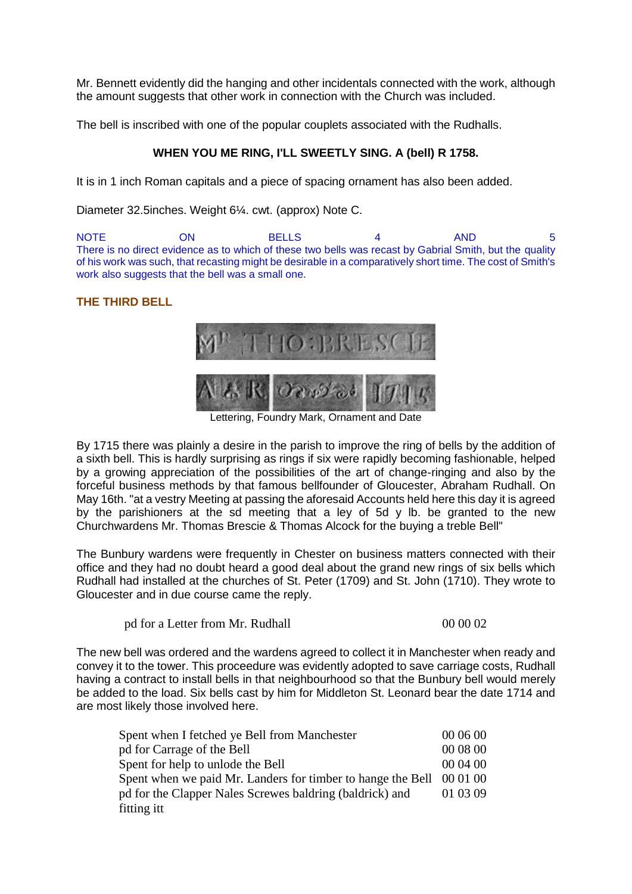Mr. Bennett evidently did the hanging and other incidentals connected with the work, although the amount suggests that other work in connection with the Church was included.

The bell is inscribed with one of the popular couplets associated with the Rudhalls.

**WHEN YOU ME RING, I'LL SWEETLY SING. A (bell) R 1758.**

It is in 1 inch Roman capitals and a piece of spacing ornament has also been added.

Diameter 32.5inches. Weight 6¼. cwt. (approx) Note C.

NOTE ON BELLS 4 AND 5
There is no direct evidence as to which of these two bells was recast by Gabrial Smith, but the quality of his work was such, that recasting might be desirable in a comparatively short time. The cost of Smith's work also suggests that the bell was a small one.

**THE THIRD BELL**

Lettering, Foundry Mark, Ornament and Date

By 1715 there was plainly a desire in the parish to improve the ring of bells by the addition of a sixth bell. This is hardly surprising as rings if six were rapidly becoming fashionable, helped by a growing appreciation of the possibilities of the art of change-ringing and also by the forceful business methods by that famous bellfounder of Gloucester, Abraham Rudhall. On May 16th. "at a vestry Meeting at passing the aforesaid Accounts held here this day it is agreed by the parishioners at the sd meeting that a ley of 5d y lb. be granted to the new Churchwardens Mr. Thomas Brescie & Thomas Alcock for the buying a treble Bell"

The Bunbury wardens were frequently in Chester on business matters connected with their office and they had no doubt heard a good deal about the grand new rings of six bells which Rudhall had installed at the churches of St. Peter (1709) and St. John (1710). They wrote to Gloucester and in due course came the reply.

| | |
|---|---|
| pd for a Letter from Mr. Rudhall | 00 00 02 |

The new bell was ordered and the wardens agreed to collect it in Manchester when ready and convey it to the tower. This proceedure was evidently adopted to save carriage costs, Rudhall having a contract to install bells in that neighbourhood so that the Bunbury bell would merely be added to the load. Six bells cast by him for Middleton St. Leonard bear the date 1714 and are most likely those involved here.

| | |
|---|---|
| Spent when I fetched ye Bell from Manchester | 00 06 00 |
| pd for Carrage of the Bell | 00 08 00 |
| Spent for help to unlode the Bell | 00 04 00 |
| Spent when we paid Mr. Landers for timber to hange the Bell | 00 01 00 |
| pd for the Clapper Nales Screwes baldring (baldrick) and fitting itt | 01 03 09 |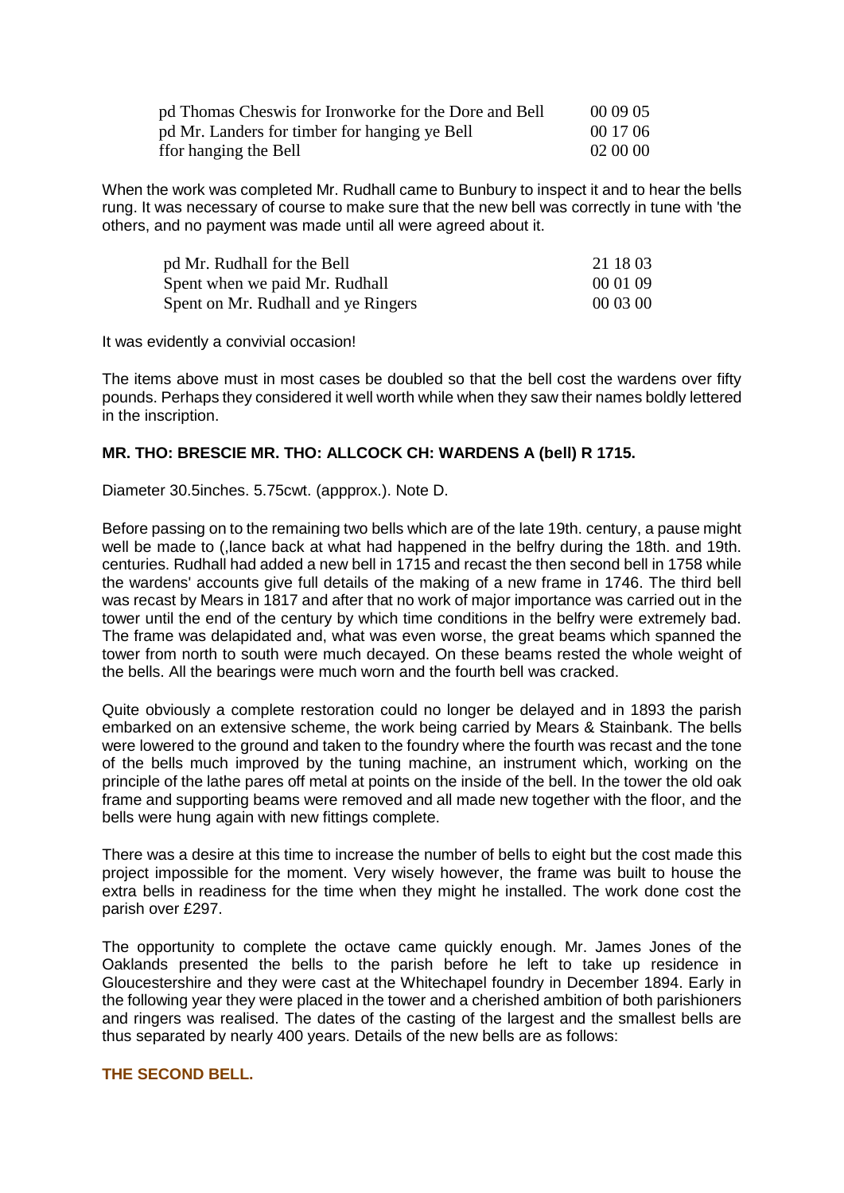| | |
|---|---|
| pd Thomas Cheswis for Ironworke for the Dore and Bell | 00 09 05 |
| pd Mr. Landers for timber for hanging ye Bell | 00 17 06 |
| ffor hanging the Bell | 02 00 00 |

When the work was completed Mr. Rudhall came to Bunbury to inspect it and to hear the bells rung. It was necessary of course to make sure that the new bell was correctly in tune with 'the others, and no payment was made until all were agreed about it.

| | |
|---|---|
| pd Mr. Rudhall for the Bell | 21 18 03 |
| Spent when we paid Mr. Rudhall | 00 01 09 |
| Spent on Mr. Rudhall and ye Ringers | 00 03 00 |

It was evidently a convivial occasion!

The items above must in most cases be doubled so that the bell cost the wardens over fifty pounds. Perhaps they considered it well worth while when they saw their names boldly lettered in the inscription.

**MR. THO: BRESCIE MR. THO: ALLCOCK CH: WARDENS A (bell) R 1715.**

Diameter 30.5inches. 5.75cwt. (appprox.). Note D.

Before passing on to the remaining two bells which are of the late 19th. century, a pause might well be made to (,lance back at what had happened in the belfry during the 18th. and 19th. centuries. Rudhall had added a new bell in 1715 and recast the then second bell in 1758 while the wardens' accounts give full details of the making of a new frame in 1746. The third bell was recast by Mears in 1817 and after that no work of major importance was carried out in the tower until the end of the century by which time conditions in the belfry were extremely bad. The frame was delapidated and, what was even worse, the great beams which spanned the tower from north to south were much decayed. On these beams rested the whole weight of the bells. All the bearings were much worn and the fourth bell was cracked.

Quite obviously a complete restoration could no longer be delayed and in 1893 the parish embarked on an extensive scheme, the work being carried by Mears & Stainbank. The bells were lowered to the ground and taken to the foundry where the fourth was recast and the tone of the bells much improved by the tuning machine, an instrument which, working on the principle of the lathe pares off metal at points on the inside of the bell. In the tower the old oak frame and supporting beams were removed and all made new together with the floor, and the bells were hung again with new fittings complete.

There was a desire at this time to increase the number of bells to eight but the cost made this project impossible for the moment. Very wisely however, the frame was built to house the extra bells in readiness for the time when they might he installed. The work done cost the parish over £297.

The opportunity to complete the octave came quickly enough. Mr. James Jones of the Oaklands presented the bells to the parish before he left to take up residence in Gloucestershire and they were cast at the Whitechapel foundry in December 1894. Early in the following year they were placed in the tower and a cherished ambition of both parishioners and ringers was realised. The dates of the casting of the largest and the smallest bells are thus separated by nearly 400 years. Details of the new bells are as follows:

**THE SECOND BELL.**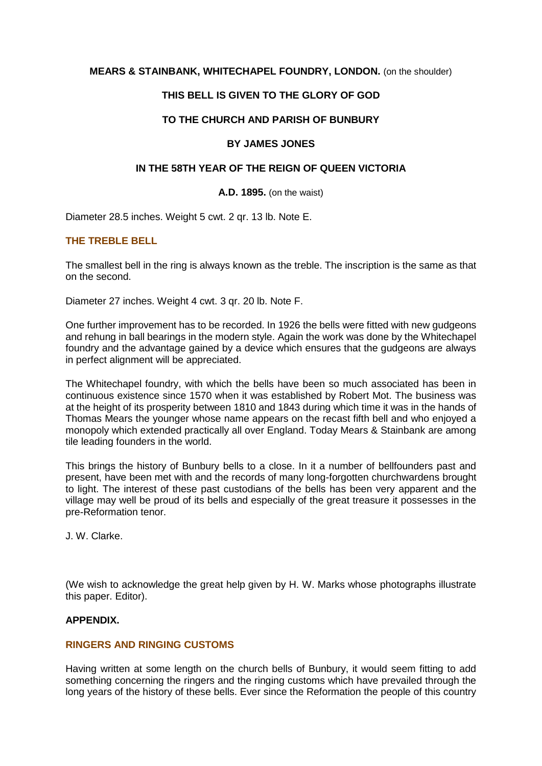**MEARS & STAINBANK, WHITECHAPEL FOUNDRY, LONDON.** (on the shoulder)

**THIS BELL IS GIVEN TO THE GLORY OF GOD**

**TO THE CHURCH AND PARISH OF BUNBURY**

**BY JAMES JONES**

**IN THE 58TH YEAR OF THE REIGN OF QUEEN VICTORIA**

**A.D. 1895.** (on the waist)

Diameter 28.5 inches. Weight 5 cwt. 2 qr. 13 lb. Note E.

### THE TREBLE BELL

The smallest bell in the ring is always known as the treble. The inscription is the same as that on the second.

Diameter 27 inches. Weight 4 cwt. 3 qr. 20 lb. Note F.

One further improvement has to be recorded. In 1926 the bells were fitted with new gudgeons and rehung in ball bearings in the modern style. Again the work was done by the Whitechapel foundry and the advantage gained by a device which ensures that the gudgeons are always in perfect alignment will be appreciated.

The Whitechapel foundry, with which the bells have been so much associated has been in continuous existence since 1570 when it was established by Robert Mot. The business was at the height of its prosperity between 1810 and 1843 during which time it was in the hands of Thomas Mears the younger whose name appears on the recast fifth bell and who enjoyed a monopoly which extended practically all over England. Today Mears & Stainbank are among tile leading founders in the world.

This brings the history of Bunbury bells to a close. In it a number of bellfounders past and present, have been met with and the records of many long-forgotten churchwardens brought to light. The interest of these past custodians of the bells has been very apparent and the village may well be proud of its bells and especially of the great treasure it possesses in the pre-Reformation tenor.

J. W. Clarke.

(We wish to acknowledge the great help given by H. W. Marks whose photographs illustrate this paper. Editor).

**APPENDIX.**

### RINGERS AND RINGING CUSTOMS

Having written at some length on the church bells of Bunbury, it would seem fitting to add something concerning the ringers and the ringing customs which have prevailed through the long years of the history of these bells. Ever since the Reformation the people of this country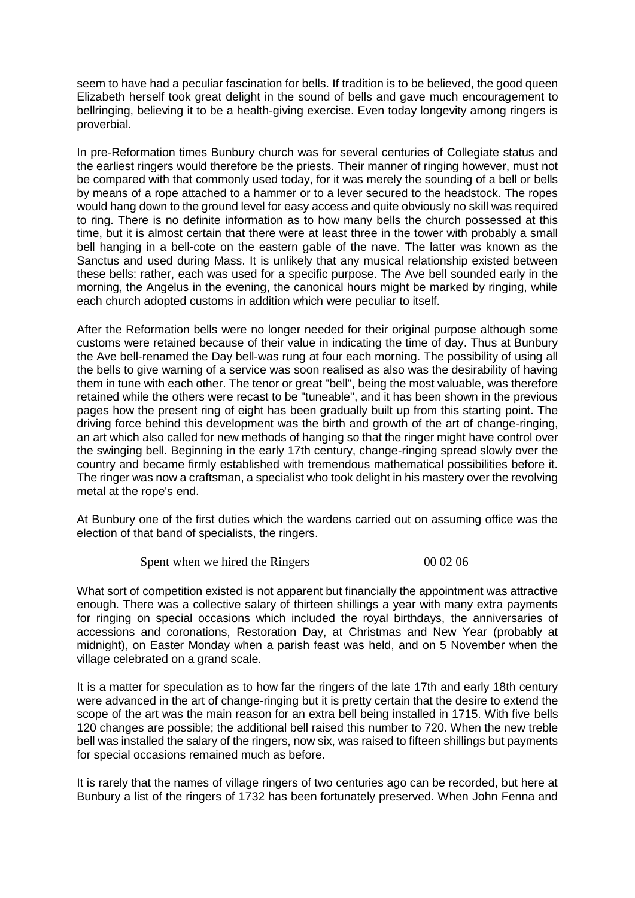seem to have had a peculiar fascination for bells. If tradition is to be believed, the good queen Elizabeth herself took great delight in the sound of bells and gave much encouragement to bellringing, believing it to be a health-giving exercise. Even today longevity among ringers is proverbial.

In pre-Reformation times Bunbury church was for several centuries of Collegiate status and the earliest ringers would therefore be the priests. Their manner of ringing however, must not be compared with that commonly used today, for it was merely the sounding of a bell or bells by means of a rope attached to a hammer or to a lever secured to the headstock. The ropes would hang down to the ground level for easy access and quite obviously no skill was required to ring. There is no definite information as to how many bells the church possessed at this time, but it is almost certain that there were at least three in the tower with probably a small bell hanging in a bell-cote on the eastern gable of the nave. The latter was known as the Sanctus and used during Mass. It is unlikely that any musical relationship existed between these bells: rather, each was used for a specific purpose. The Ave bell sounded early in the morning, the Angelus in the evening, the canonical hours might be marked by ringing, while each church adopted customs in addition which were peculiar to itself.

After the Reformation bells were no longer needed for their original purpose although some customs were retained because of their value in indicating the time of day. Thus at Bunbury the Ave bell-renamed the Day bell-was rung at four each morning. The possibility of using all the bells to give warning of a service was soon realised as also was the desirability of having them in tune with each other. The tenor or great "bell", being the most valuable, was therefore retained while the others were recast to be "tuneable", and it has been shown in the previous pages how the present ring of eight has been gradually built up from this starting point. The driving force behind this development was the birth and growth of the art of change-ringing, an art which also called for new methods of hanging so that the ringer might have control over the swinging bell. Beginning in the early 17th century, change-ringing spread slowly over the country and became firmly established with tremendous mathematical possibilities before it. The ringer was now a craftsman, a specialist who took delight in his mastery over the revolving metal at the rope's end.

At Bunbury one of the first duties which the wardens carried out on assuming office was the election of that band of specialists, the ringers.

Spent when we hired the Ringers 00 02 06

What sort of competition existed is not apparent but financially the appointment was attractive enough. There was a collective salary of thirteen shillings a year with many extra payments for ringing on special occasions which included the royal birthdays, the anniversaries of accessions and coronations, Restoration Day, at Christmas and New Year (probably at midnight), on Easter Monday when a parish feast was held, and on 5 November when the village celebrated on a grand scale.

It is a matter for speculation as to how far the ringers of the late 17th and early 18th century were advanced in the art of change-ringing but it is pretty certain that the desire to extend the scope of the art was the main reason for an extra bell being installed in 1715. With five bells 120 changes are possible; the additional bell raised this number to 720. When the new treble bell was installed the salary of the ringers, now six, was raised to fifteen shillings but payments for special occasions remained much as before.

It is rarely that the names of village ringers of two centuries ago can be recorded, but here at Bunbury a list of the ringers of 1732 has been fortunately preserved. When John Fenna and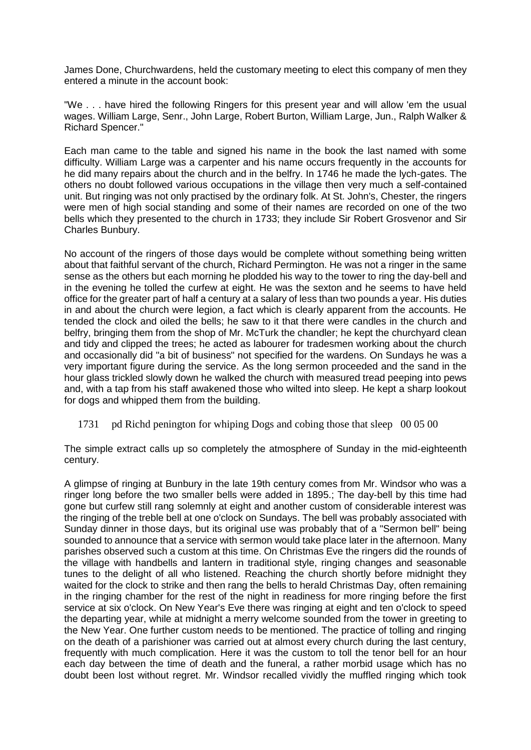James Done, Churchwardens, held the customary meeting to elect this company of men they entered a minute in the account book:

"We . . . have hired the following Ringers for this present year and will allow 'em the usual wages. William Large, Senr., John Large, Robert Burton, William Large, Jun., Ralph Walker & Richard Spencer."

Each man came to the table and signed his name in the book the last named with some difficulty. William Large was a carpenter and his name occurs frequently in the accounts for he did many repairs about the church and in the belfry. In 1746 he made the lych-gates. The others no doubt followed various occupations in the village then very much a self-contained unit. But ringing was not only practised by the ordinary folk. At St. John's, Chester, the ringers were men of high social standing and some of their names are recorded on one of the two bells which they presented to the church in 1733; they include Sir Robert Grosvenor and Sir Charles Bunbury.

No account of the ringers of those days would be complete without something being written about that faithful servant of the church, Richard Permington. He was not a ringer in the same sense as the others but each morning he plodded his way to the tower to ring the day-bell and in the evening he tolled the curfew at eight. He was the sexton and he seems to have held office for the greater part of half a century at a salary of less than two pounds a year. His duties in and about the church were legion, a fact which is clearly apparent from the accounts. He tended the clock and oiled the bells; he saw to it that there were candles in the church and belfry, bringing them from the shop of Mr. McTurk the chandler; he kept the churchyard clean and tidy and clipped the trees; he acted as labourer for tradesmen working about the church and occasionally did "a bit of business" not specified for the wardens. On Sundays he was a very important figure during the service. As the long sermon proceeded and the sand in the hour glass trickled slowly down he walked the church with measured tread peeping into pews and, with a tap from his staff awakened those who wilted into sleep. He kept a sharp lookout for dogs and whipped them from the building.

1731 pd Richd penington for whiping Dogs and cobing those that sleep 00 05 00

The simple extract calls up so completely the atmosphere of Sunday in the mid-eighteenth century.

A glimpse of ringing at Bunbury in the late 19th century comes from Mr. Windsor who was a ringer long before the two smaller bells were added in 1895.; The day-bell by this time had gone but curfew still rang solemnly at eight and another custom of considerable interest was the ringing of the treble bell at one o'clock on Sundays. The bell was probably associated with Sunday dinner in those days, but its original use was probably that of a "Sermon bell" being sounded to announce that a service with sermon would take place later in the afternoon. Many parishes observed such a custom at this time. On Christmas Eve the ringers did the rounds of the village with handbells and lantern in traditional style, ringing changes and seasonable tunes to the delight of all who listened. Reaching the church shortly before midnight they waited for the clock to strike and then rang the bells to herald Christmas Day, often remaining in the ringing chamber for the rest of the night in readiness for more ringing before the first service at six o'clock. On New Year's Eve there was ringing at eight and ten o'clock to speed the departing year, while at midnight a merry welcome sounded from the tower in greeting to the New Year. One further custom needs to be mentioned. The practice of tolling and ringing on the death of a parishioner was carried out at almost every church during the last century, frequently with much complication. Here it was the custom to toll the tenor bell for an hour each day between the time of death and the funeral, a rather morbid usage which has no doubt been lost without regret. Mr. Windsor recalled vividly the muffled ringing which took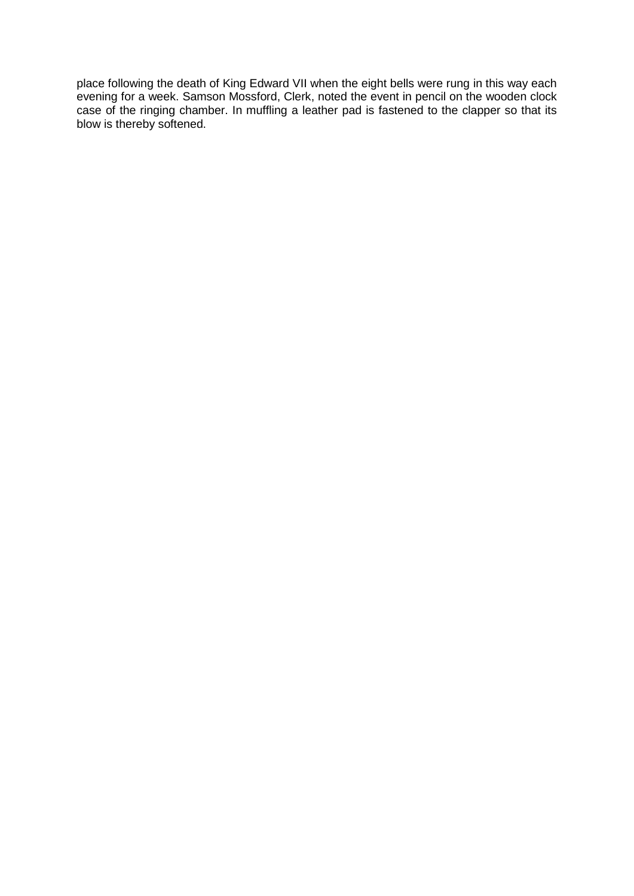place following the death of King Edward VII when the eight bells were rung in this way each evening for a week. Samson Mossford, Clerk, noted the event in pencil on the wooden clock case of the ringing chamber. In muffling a leather pad is fastened to the clapper so that its blow is thereby softened.